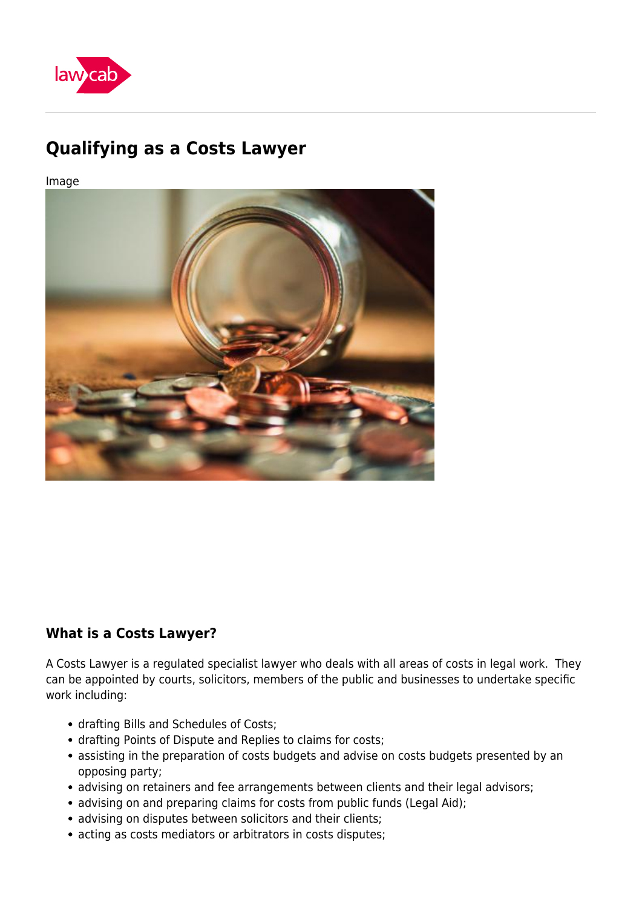# Qualifying as a Costs Lawyer

Image

## What is a Costs Lawyer?

A Costs Lawyer is a regulated specialist lawyer who deals with all areas of costs in legal work. They can be appointed by courts, solicitors, members of the public and businesses to undertake specific work including:

- drafting Bills and Schedules of Costs;
- drafting Points of Dispute and Replies to claims for costs;
- assisting in the preparation of costs budgets and advise on costs budgets presented by an opposing party;
- advising on retainers and fee arrangements between clients and their legal advisors;
- advising on and preparing claims for costs from public funds (Legal Aid);
- advising on disputes between solicitors and their clients;
- acting as costs mediators or arbitrators in costs disputes;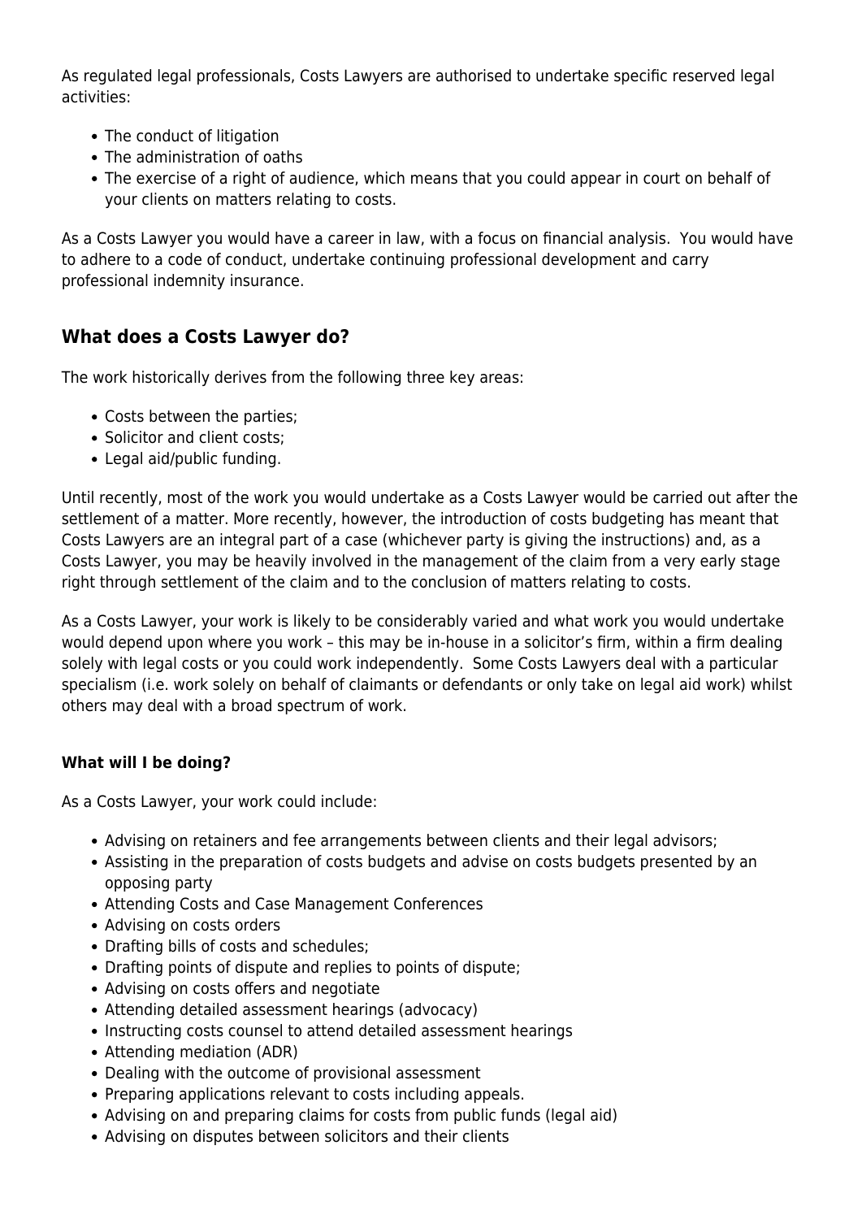As regulated legal professionals, Costs Lawyers are authorised to undertake specific reserved legal activities:

- The conduct of litigation
- The administration of oaths
- The exercise of a right of audience, which means that you could appear in court on behalf of your clients on matters relating to costs.

As a Costs Lawyer you would have a career in law, with a focus on financial analysis. You would have to adhere to a code of conduct, undertake continuing professional development and carry professional indemnity insurance.

## What does a Costs Lawyer do?

The work historically derives from the following three key areas:

- Costs between the parties;
- Solicitor and client costs;
- Legal aid/public funding.

Until recently, most of the work you would undertake as a Costs Lawyer would be carried out after the settlement of a matter. More recently, however, the introduction of costs budgeting has meant that Costs Lawyers are an integral part of a case (whichever party is giving the instructions) and, as a Costs Lawyer, you may be heavily involved in the management of the claim from a very early stage right through settlement of the claim and to the conclusion of matters relating to costs.

As a Costs Lawyer, your work is likely to be considerably varied and what work you would undertake would depend upon where you work – this may be in-house in a solicitor's firm, within a firm dealing solely with legal costs or you could work independently. Some Costs Lawyers deal with a particular specialism (i.e. work solely on behalf of claimants or defendants or only take on legal aid work) whilst others may deal with a broad spectrum of work.

**What will I be doing?**

As a Costs Lawyer, your work could include:

- Advising on retainers and fee arrangements between clients and their legal advisors;
- Assisting in the preparation of costs budgets and advise on costs budgets presented by an opposing party
- Attending Costs and Case Management Conferences
- Advising on costs orders
- Drafting bills of costs and schedules;
- Drafting points of dispute and replies to points of dispute;
- Advising on costs offers and negotiate
- Attending detailed assessment hearings (advocacy)
- Instructing costs counsel to attend detailed assessment hearings
- Attending mediation (ADR)
- Dealing with the outcome of provisional assessment
- Preparing applications relevant to costs including appeals.
- Advising on and preparing claims for costs from public funds (legal aid)
- Advising on disputes between solicitors and their clients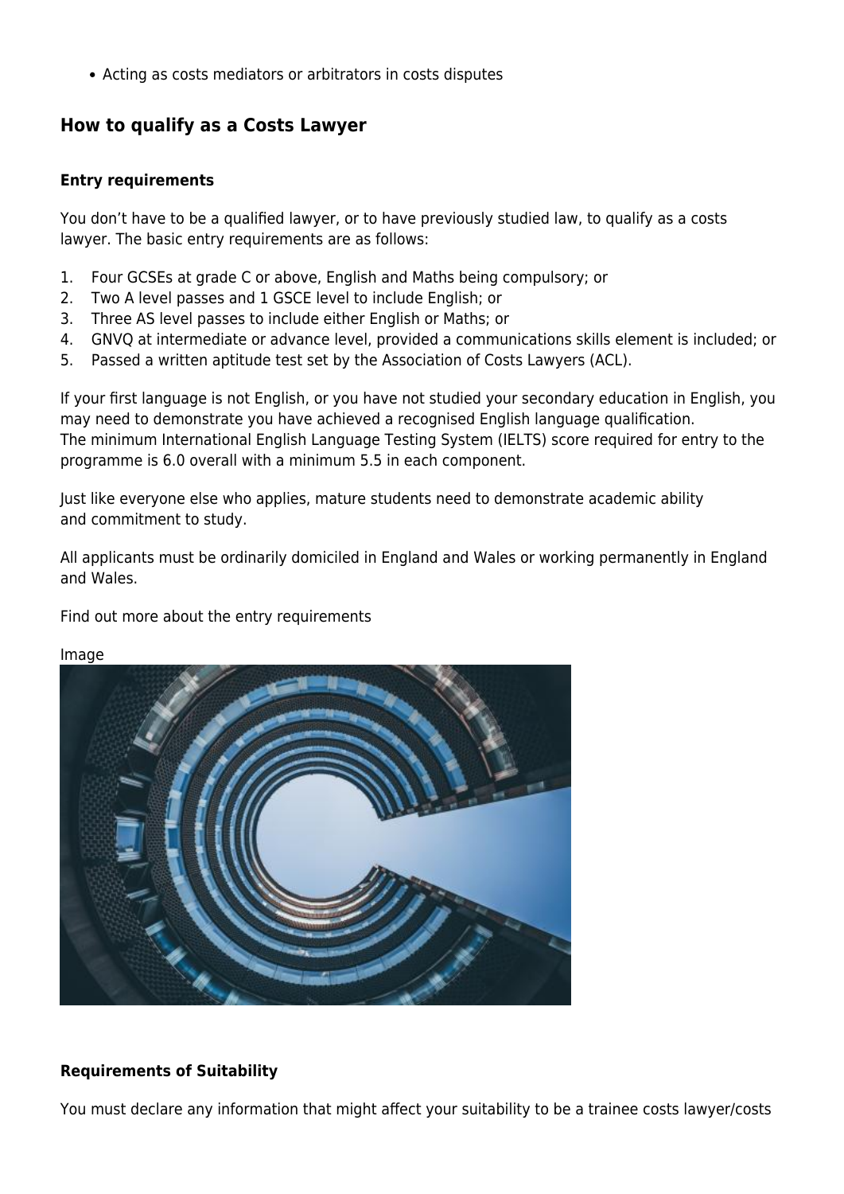- Acting as costs mediators or arbitrators in costs disputes

## How to qualify as a Costs Lawyer

### Entry requirements

You don't have to be a qualified lawyer, or to have previously studied law, to qualify as a costs lawyer. The basic entry requirements are as follows:

1. Four GCSEs at grade C or above, English and Maths being compulsory; or
2. Two A level passes and 1 GSCE level to include English; or
3. Three AS level passes to include either English or Maths; or
4. GNVQ at intermediate or advance level, provided a communications skills element is included; or
5. Passed a written aptitude test set by the Association of Costs Lawyers (ACL).

If your first language is not English, or you have not studied your secondary education in English, you may need to demonstrate you have achieved a recognised English language qualification. The minimum International English Language Testing System (IELTS) score required for entry to the programme is 6.0 overall with a minimum 5.5 in each component.

Just like everyone else who applies, mature students need to demonstrate academic ability and commitment to study.

All applicants must be ordinarily domiciled in England and Wales or working permanently in England and Wales.

Find out more about the entry requirements

Image

### Requirements of Suitability

You must declare any information that might affect your suitability to be a trainee costs lawyer/costs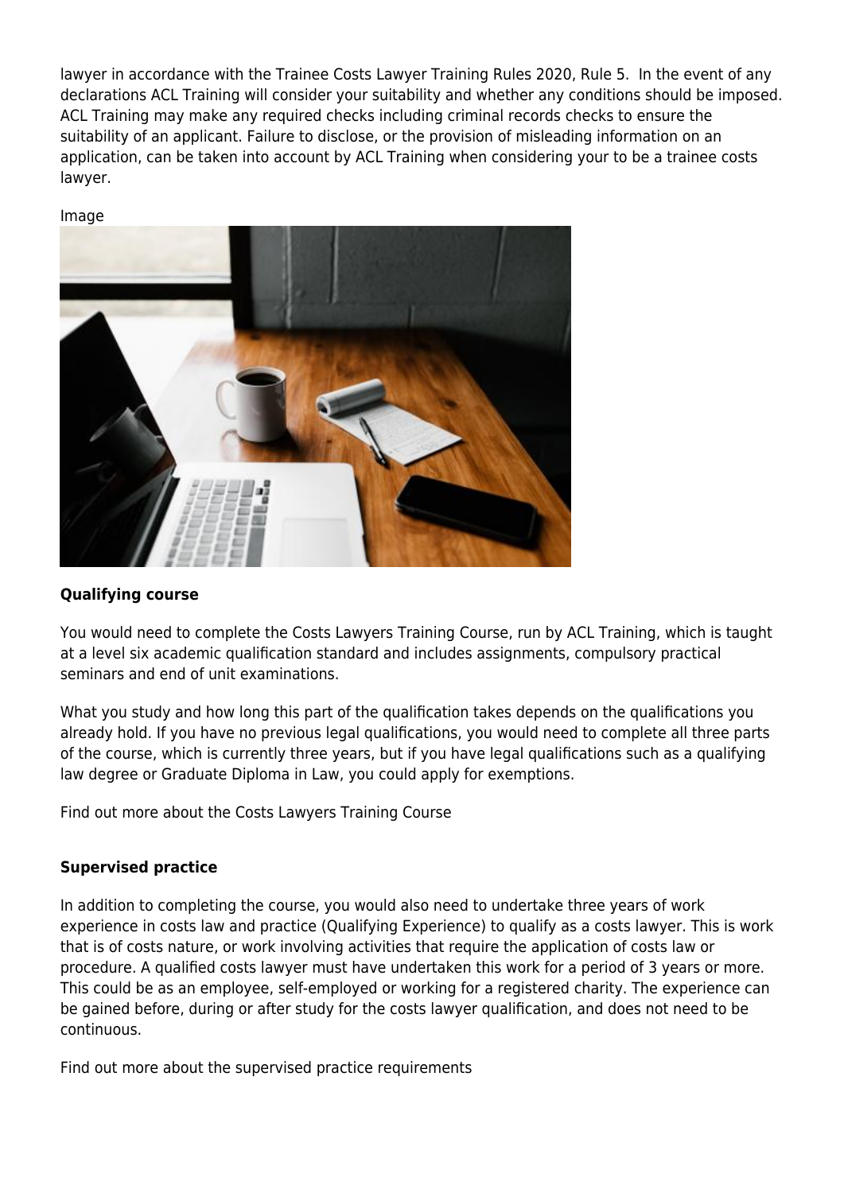lawyer in accordance with the Trainee Costs Lawyer Training Rules 2020, Rule 5. In the event of any declarations ACL Training will consider your suitability and whether any conditions should be imposed. ACL Training may make any required checks including criminal records checks to ensure the suitability of an applicant. Failure to disclose, or the provision of misleading information on an application, can be taken into account by ACL Training when considering your to be a trainee costs lawyer.

Image

**Qualifying course**

You would need to complete the Costs Lawyers Training Course, run by ACL Training, which is taught at a level six academic qualification standard and includes assignments, compulsory practical seminars and end of unit examinations.

What you study and how long this part of the qualification takes depends on the qualifications you already hold. If you have no previous legal qualifications, you would need to complete all three parts of the course, which is currently three years, but if you have legal qualifications such as a qualifying law degree or Graduate Diploma in Law, you could apply for exemptions.

Find out more about the Costs Lawyers Training Course

**Supervised practice**

In addition to completing the course, you would also need to undertake three years of work experience in costs law and practice (Qualifying Experience) to qualify as a costs lawyer. This is work that is of costs nature, or work involving activities that require the application of costs law or procedure. A qualified costs lawyer must have undertaken this work for a period of 3 years or more. This could be as an employee, self-employed or working for a registered charity. The experience can be gained before, during or after study for the costs lawyer qualification, and does not need to be continuous.

Find out more about the supervised practice requirements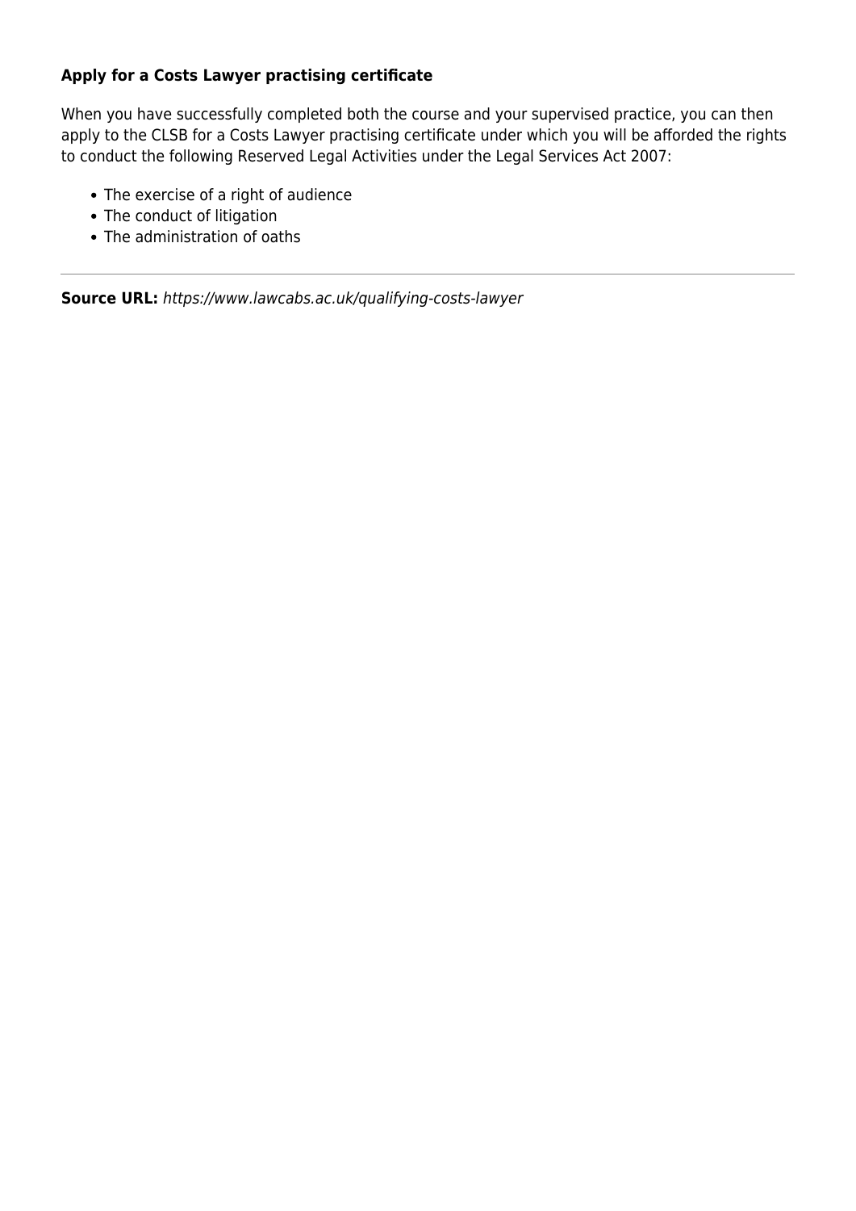**Apply for a Costs Lawyer practising certificate**

When you have successfully completed both the course and your supervised practice, you can then apply to the CLSB for a Costs Lawyer practising certificate under which you will be afforded the rights to conduct the following Reserved Legal Activities under the Legal Services Act 2007:

- The exercise of a right of audience
- The conduct of litigation
- The administration of oaths

---

**Source URL:** *https://www.lawcabs.ac.uk/qualifying-costs-lawyer*